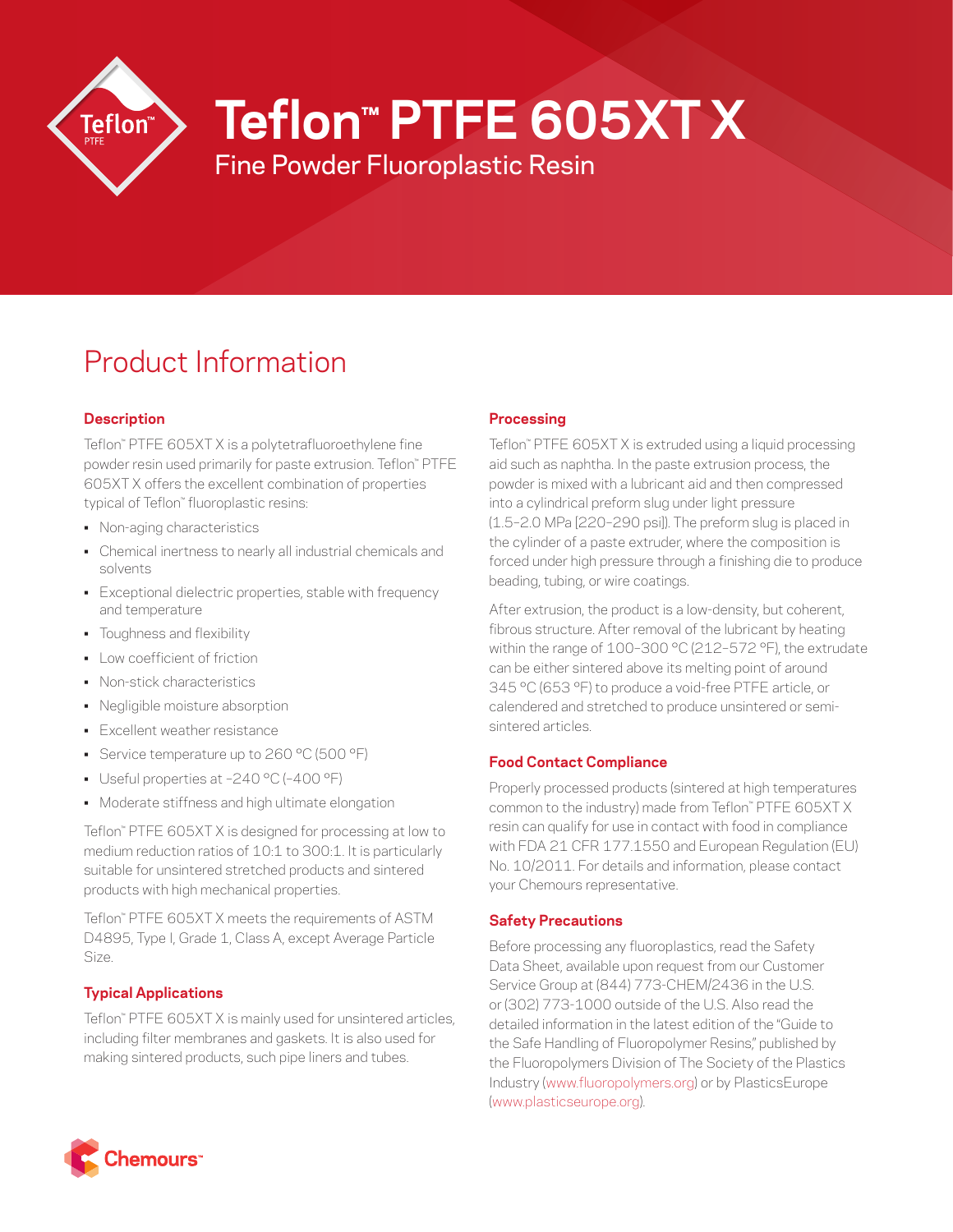# Teflon™ PTFE 605XT X

Fine Powder Fluoroplastic Resin

## Product Information

### Description

Teflon™ PTFE 605XT X is a polytetrafluoroethylene fine powder resin used primarily for paste extrusion. Teflon™ PTFE 605XT X offers the excellent combination of properties typical of Teflon™ fluoroplastic resins:

- Non-aging characteristics
- Chemical inertness to nearly all industrial chemicals and solvents
- Exceptional dielectric properties, stable with frequency and temperature
- Toughness and flexibility
- Low coefficient of friction
- Non-stick characteristics
- Negligible moisture absorption
- Excellent weather resistance
- Service temperature up to 260 °C (500 °F)
- Useful properties at –240 °C (–400 °F)
- Moderate stiffness and high ultimate elongation

Teflon™ PTFE 605XT X is designed for processing at low to medium reduction ratios of 10:1 to 300:1. It is particularly suitable for unsintered stretched products and sintered products with high mechanical properties.

Teflon™ PTFE 605XT X meets the requirements of ASTM D4895, Type I, Grade 1, Class A, except Average Particle Size.

### Typical Applications

Teflon™ PTFE 605XT X is mainly used for unsintered articles, including filter membranes and gaskets. It is also used for making sintered products, such pipe liners and tubes.

### Processing

Teflon™ PTFE 605XT X is extruded using a liquid processing aid such as naphtha. In the paste extrusion process, the powder is mixed with a lubricant aid and then compressed into a cylindrical preform slug under light pressure (1.5–2.0 MPa [220–290 psi]). The preform slug is placed in the cylinder of a paste extruder, where the composition is forced under high pressure through a finishing die to produce beading, tubing, or wire coatings.

After extrusion, the product is a low-density, but coherent, fibrous structure. After removal of the lubricant by heating within the range of 100–300 °C (212–572 °F), the extrudate can be either sintered above its melting point of around 345 °C (653 °F) to produce a void-free PTFE article, or calendered and stretched to produce unsintered or semi-sintered articles.

### Food Contact Compliance

Properly processed products (sintered at high temperatures common to the industry) made from Teflon™ PTFE 605XT X resin can qualify for use in contact with food in compliance with FDA 21 CFR 177.1550 and European Regulation (EU) No. 10/2011. For details and information, please contact your Chemours representative.

### Safety Precautions

Before processing any fluoroplastics, read the Safety Data Sheet, available upon request from our Customer Service Group at (844) 773-CHEM/2436 in the U.S. or (302) 773-1000 outside of the U.S. Also read the detailed information in the latest edition of the "Guide to the Safe Handling of Fluoropolymer Resins," published by the Fluoropolymers Division of The Society of the Plastics Industry (www.fluoropolymers.org) or by PlasticsEurope (www.plasticseurope.org).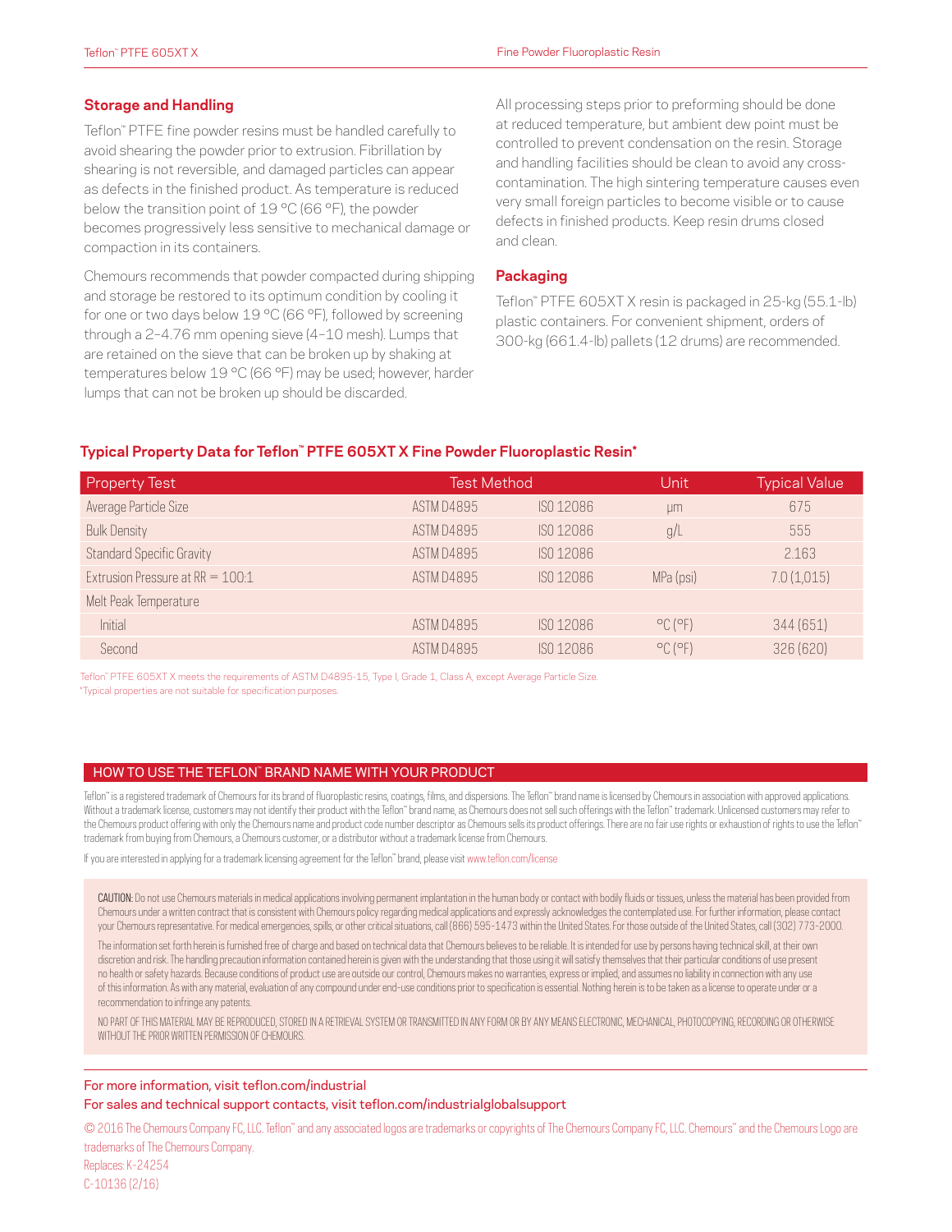## Storage and Handling

Teflon™ PTFE fine powder resins must be handled carefully to avoid shearing the powder prior to extrusion. Fibrillation by shearing is not reversible, and damaged particles can appear as defects in the finished product. As temperature is reduced below the transition point of 19 °C (66 °F), the powder becomes progressively less sensitive to mechanical damage or compaction in its containers.

Chemours recommends that powder compacted during shipping and storage be restored to its optimum condition by cooling it for one or two days below 19 °C (66 °F), followed by screening through a 2–4.76 mm opening sieve (4–10 mesh). Lumps that are retained on the sieve that can be broken up by shaking at temperatures below 19 °C (66 °F) may be used; however, harder lumps that can not be broken up should be discarded.

All processing steps prior to preforming should be done at reduced temperature, but ambient dew point must be controlled to prevent condensation on the resin. Storage and handling facilities should be clean to avoid any cross-contamination. The high sintering temperature causes even very small foreign particles to become visible or to cause defects in finished products. Keep resin drums closed and clean.

## Packaging

Teflon™ PTFE 605XT X resin is packaged in 25-kg (55.1-lb) plastic containers. For convenient shipment, orders of 300-kg (661.4-lb) pallets (12 drums) are recommended.

### Typical Property Data for Teflon™ PTFE 605XT X Fine Powder Fluoroplastic Resin*

| Property Test | Test Method | | Unit | Typical Value |
|---|---|---|---|---|
| Average Particle Size | ASTM D4895 | ISO 12086 | µm | 675 |
| Bulk Density | ASTM D4895 | ISO 12086 | g/L | 555 |
| Standard Specific Gravity | ASTM D4895 | ISO 12086 | | 2.163 |
| Extrusion Pressure at RR = 100:1 | ASTM D4895 | ISO 12086 | MPa (psi) | 7.0 (1,015) |
| Melt Peak Temperature | | | | |
| Initial | ASTM D4895 | ISO 12086 | °C (°F) | 344 (651) |
| Second | ASTM D4895 | ISO 12086 | °C (°F) | 326 (620) |

Teflon™ PTFE 605XT X meets the requirements of ASTM D4895-15, Type I, Grade 1, Class A, except Average Particle Size.
*Typical properties are not suitable for specification purposes.

## HOW TO USE THE TEFLON™ BRAND NAME WITH YOUR PRODUCT

Teflon™ is a registered trademark of Chemours for its brand of fluoroplastic resins, coatings, films, and dispersions. The Teflon™ brand name is licensed by Chemours in association with approved applications. Without a trademark license, customers may not identify their product with the Teflon™ brand name, as Chemours does not sell such offerings with the Teflon™ trademark. Unlicensed customers may refer to the Chemours product offering with only the Chemours name and product code number descriptor as Chemours sells its product offerings. There are no fair use rights or exhaustion of rights to use the Teflon™ trademark from buying from Chemours, a Chemours customer, or a distributor without a trademark license from Chemours.

If you are interested in applying for a trademark licensing agreement for the Teflon™ brand, please visit www.teflon.com/license

CAUTION: Do not use Chemours materials in medical applications involving permanent implantation in the human body or contact with bodily fluids or tissues, unless the material has been provided from Chemours under a written contract that is consistent with Chemours policy regarding medical applications and expressly acknowledges the contemplated use. For further information, please contact your Chemours representative. For medical emergencies, spills, or other critical situations, call (866) 595-1473 within the United States. For those outside of the United States, call (302) 773-2000.

The information set forth herein is furnished free of charge and based on technical data that Chemours believes to be reliable. It is intended for use by persons having technical skill, at their own discretion and risk. The handling precaution information contained herein is given with the understanding that those using it will satisfy themselves that their particular conditions of use present no health or safety hazards. Because conditions of product use are outside our control, Chemours makes no warranties, express or implied, and assumes no liability in connection with any use of this information. As with any material, evaluation of any compound under end-use conditions prior to specification is essential. Nothing herein is to be taken as a license to operate under or a recommendation to infringe any patents.

NO PART OF THIS MATERIAL MAY BE REPRODUCED, STORED IN A RETRIEVAL SYSTEM OR TRANSMITTED IN ANY FORM OR BY ANY MEANS ELECTRONIC, MECHANICAL, PHOTOCOPYING, RECORDING OR OTHERWISE WITHOUT THE PRIOR WRITTEN PERMISSION OF CHEMOURS.

For more information, visit teflon.com/industrial
For sales and technical support contacts, visit teflon.com/industrialglobalsupport

© 2016 The Chemours Company FC, LLC. Teflon™ and any associated logos are trademarks or copyrights of The Chemours Company FC, LLC. Chemours™ and the Chemours Logo are trademarks of The Chemours Company.
Replaces: K-24254
C-10136 (2/16)